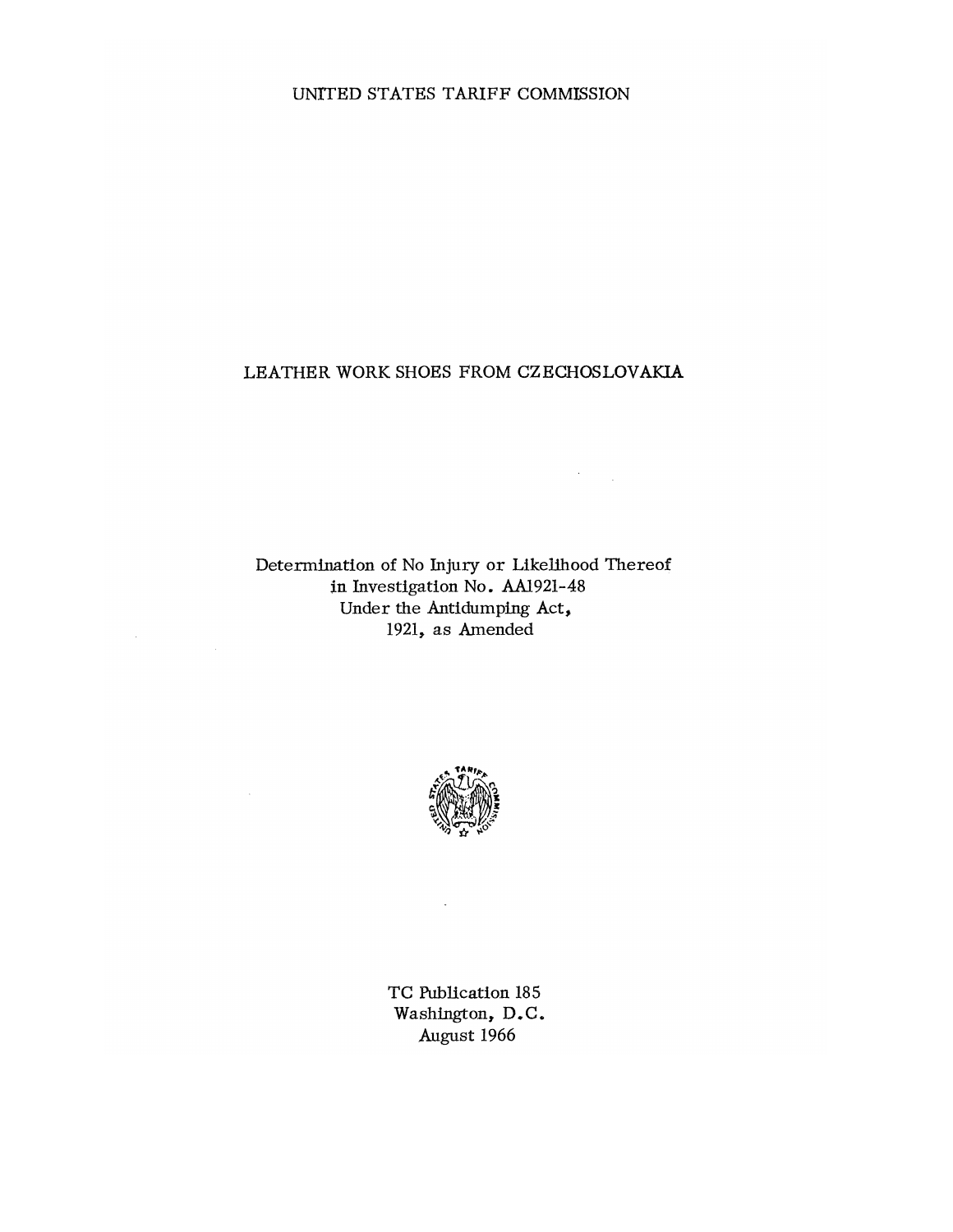UNITED STATES TARIFF COMMISSION

# LEATHER WORK SHOES FROM CZECHOSLOVAKIA

Determination of No Injury or Likelihood Thereof
in Investigation No. AA1921-48
Under the Antidumping Act,
1921, as Amended

TC Publication 185
Washington, D.C.
August 1966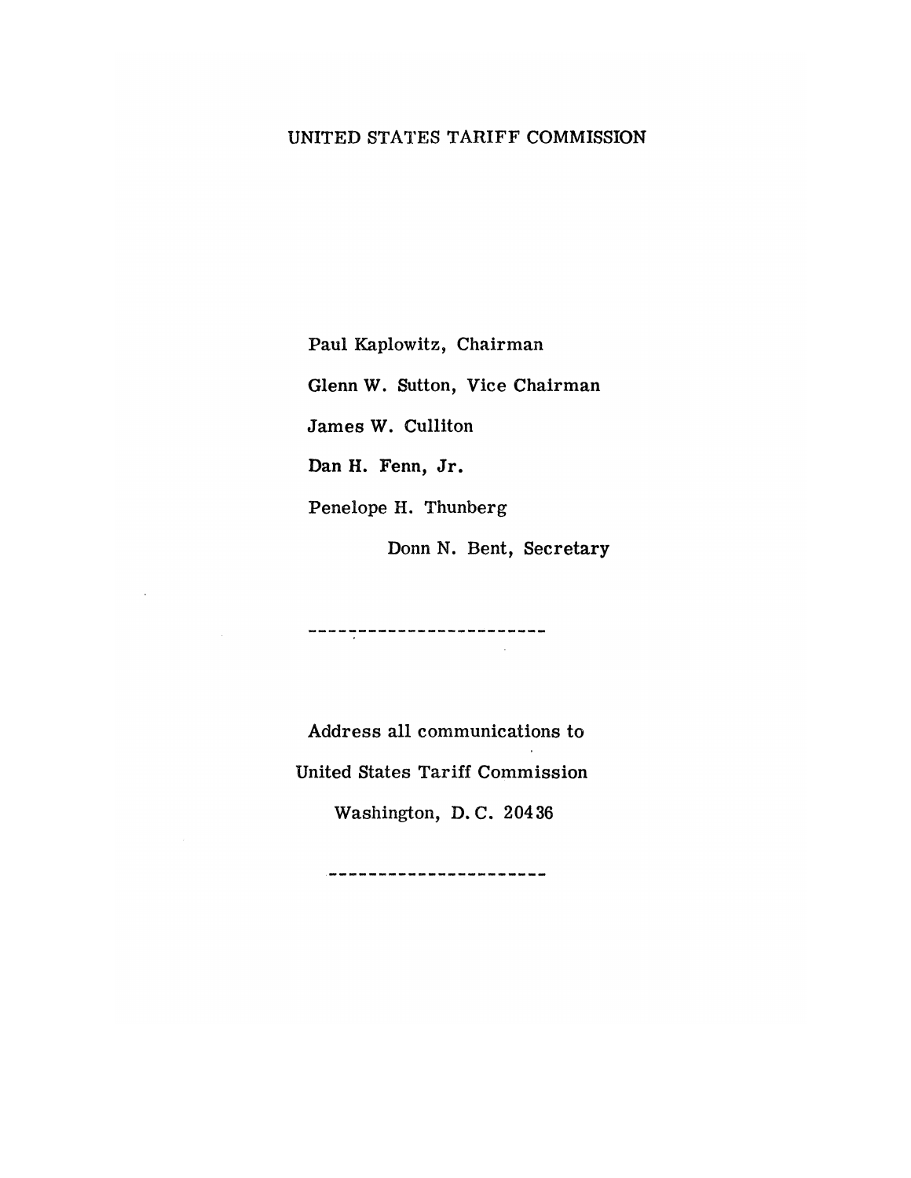# UNITED STATES TARIFF COMMISSION

Paul Kaplowitz, Chairman

Glenn W. Sutton, Vice Chairman

James W. Culliton

Dan H. Fenn, Jr.

Penelope H. Thunberg

Donn N. Bent, Secretary

---

Address all communications to

United States Tariff Commission

Washington, D. C. 20436

---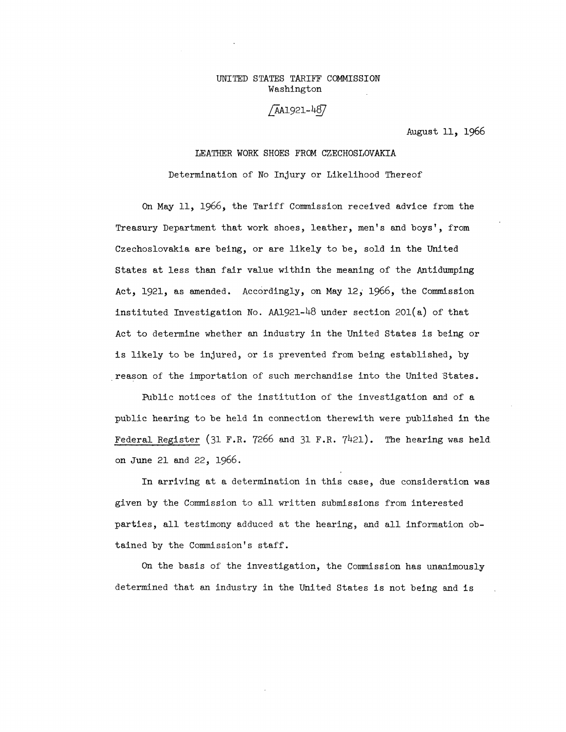UNITED STATES TARIFF COMMISSION
Washington

[AA1921-48]

August 11, 1966

LEATHER WORK SHOES FROM CZECHOSLOVAKIA

Determination of No Injury or Likelihood Thereof

On May 11, 1966, the Tariff Commission received advice from the Treasury Department that work shoes, leather, men's and boys', from Czechoslovakia are being, or are likely to be, sold in the United States at less than fair value within the meaning of the Antidumping Act, 1921, as amended. Accordingly, on May 12, 1966, the Commission instituted Investigation No. AA1921-48 under section 201(a) of that Act to determine whether an industry in the United States is being or is likely to be injured, or is prevented from being established, by reason of the importation of such merchandise into the United States.

Public notices of the institution of the investigation and of a public hearing to be held in connection therewith were published in the Federal Register (31 F.R. 7266 and 31 F.R. 7421). The hearing was held on June 21 and 22, 1966.

In arriving at a determination in this case, due consideration was given by the Commission to all written submissions from interested parties, all testimony adduced at the hearing, and all information obtained by the Commission's staff.

On the basis of the investigation, the Commission has unanimously determined that an industry in the United States is not being and is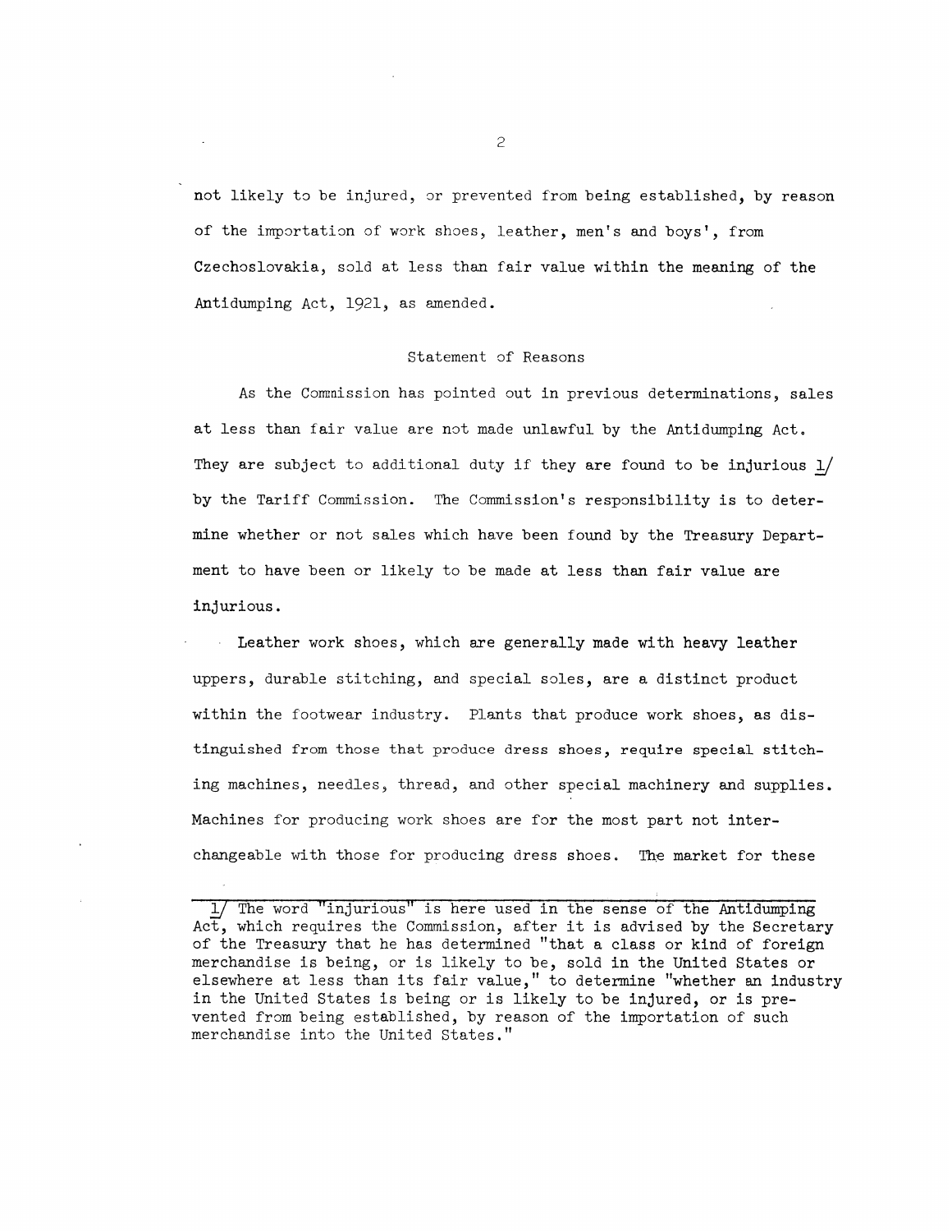not likely to be injured, or prevented from being established, by reason of the importation of work shoes, leather, men's and boys', from Czechoslovakia, sold at less than fair value within the meaning of the Antidumping Act, 1921, as amended.

## Statement of Reasons

As the Commission has pointed out in previous determinations, sales at less than fair value are not made unlawful by the Antidumping Act. They are subject to additional duty if they are found to be injurious [1] by the Tariff Commission. The Commission's responsibility is to determine whether or not sales which have been found by the Treasury Department to have been or likely to be made at less than fair value are injurious.

Leather work shoes, which are generally made with heavy leather uppers, durable stitching, and special soles, are a distinct product within the footwear industry. Plants that produce work shoes, as distinguished from those that produce dress shoes, require special stitching machines, needles, thread, and other special machinery and supplies. Machines for producing work shoes are for the most part not interchangeable with those for producing dress shoes. The market for these

---

[1] The word "injurious" is here used in the sense of the Antidumping Act, which requires the Commission, after it is advised by the Secretary of the Treasury that he has determined "that a class or kind of foreign merchandise is being, or is likely to be, sold in the United States or elsewhere at less than its fair value," to determine "whether an industry in the United States is being or is likely to be injured, or is prevented from being established, by reason of the importation of such merchandise into the United States."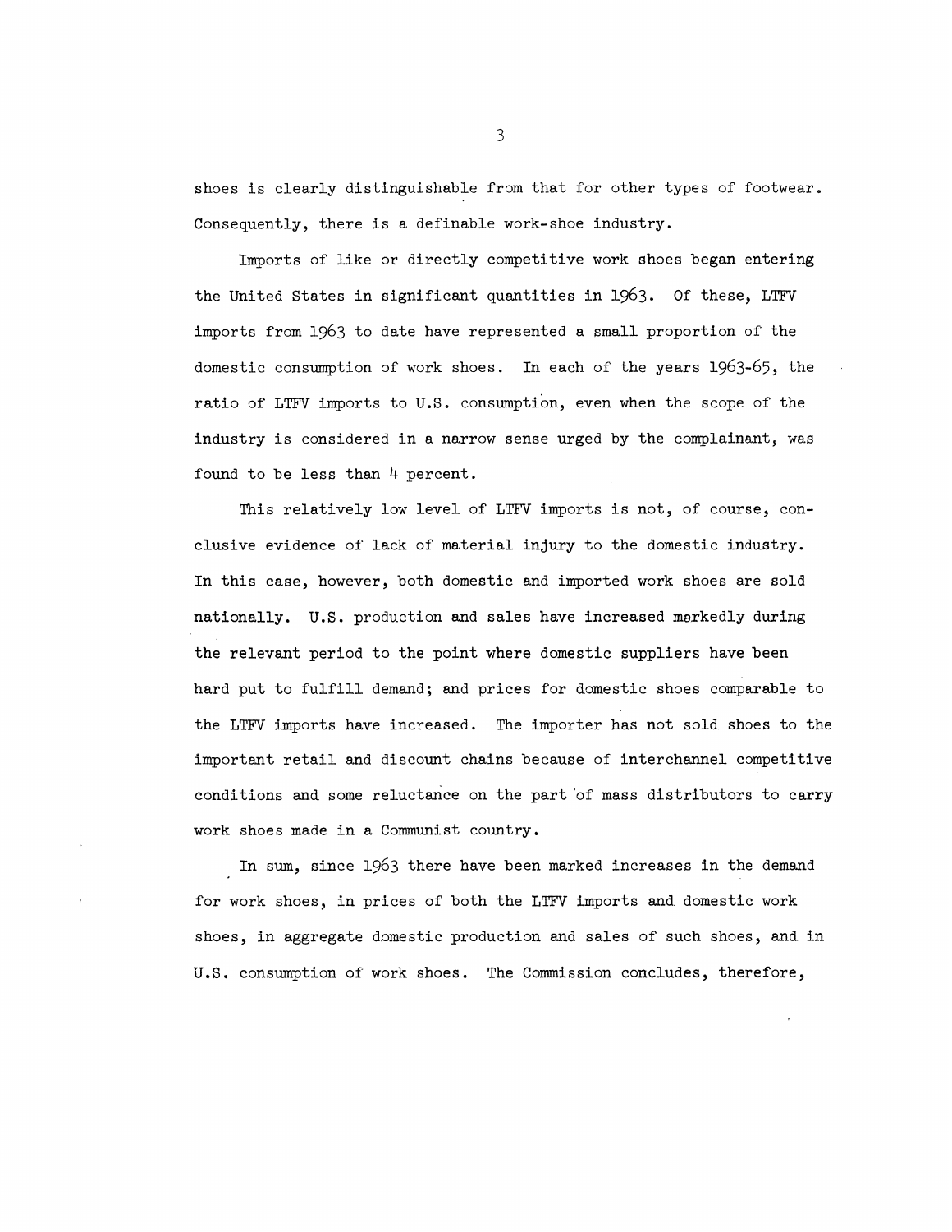shoes is clearly distinguishable from that for other types of footwear. Consequently, there is a definable work-shoe industry.

Imports of like or directly competitive work shoes began entering the United States in significant quantities in 1963. Of these, LTFV imports from 1963 to date have represented a small proportion of the domestic consumption of work shoes. In each of the years 1963-65, the ratio of LTFV imports to U.S. consumption, even when the scope of the industry is considered in a narrow sense urged by the complainant, was found to be less than 4 percent.

This relatively low level of LTFV imports is not, of course, conclusive evidence of lack of material injury to the domestic industry. In this case, however, both domestic and imported work shoes are sold nationally. U.S. production and sales have increased markedly during the relevant period to the point where domestic suppliers have been hard put to fulfill demand; and prices for domestic shoes comparable to the LTFV imports have increased. The importer has not sold shoes to the important retail and discount chains because of interchannel competitive conditions and some reluctance on the part of mass distributors to carry work shoes made in a Communist country.

In sum, since 1963 there have been marked increases in the demand for work shoes, in prices of both the LTFV imports and domestic work shoes, in aggregate domestic production and sales of such shoes, and in U.S. consumption of work shoes. The Commission concludes, therefore,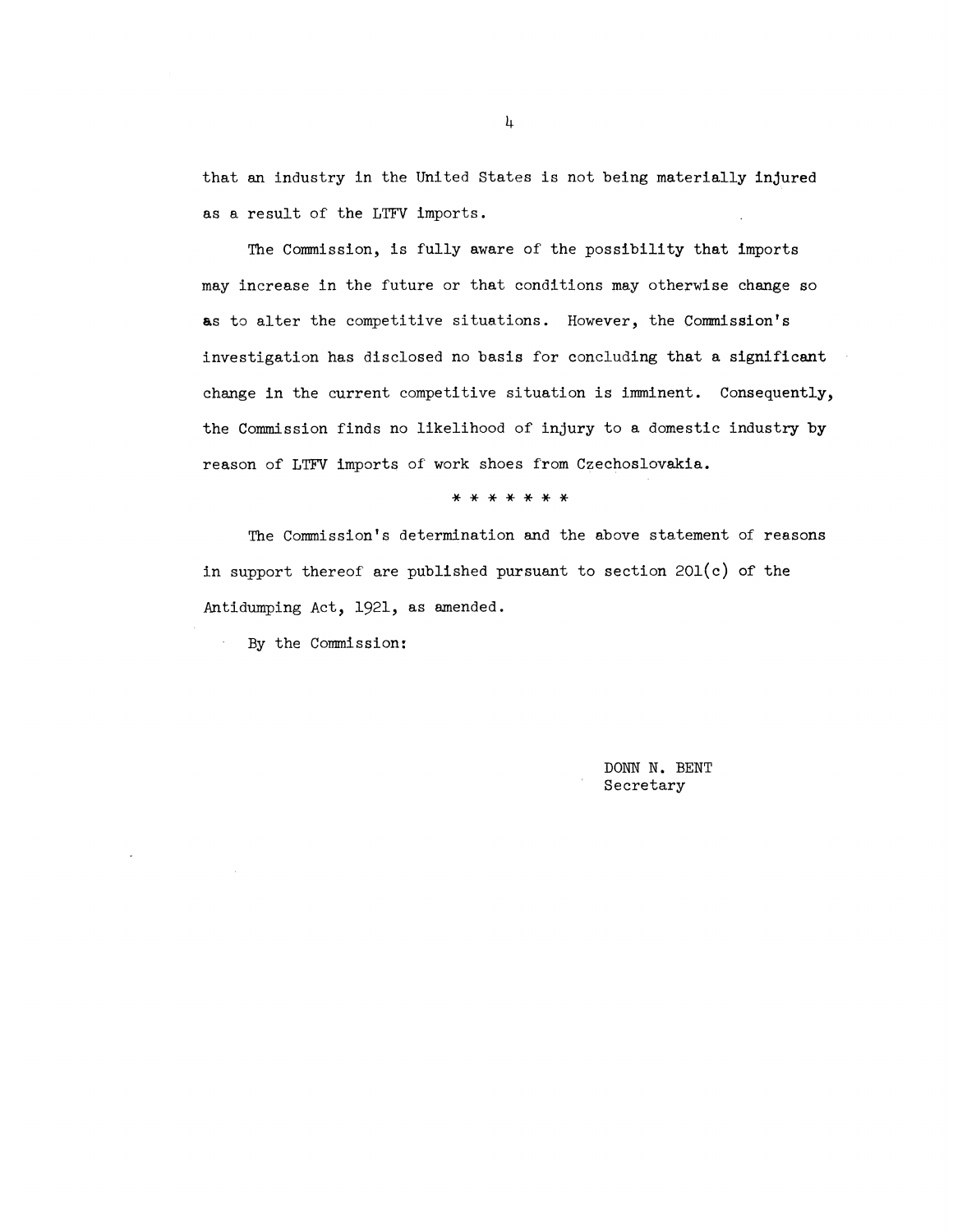that an industry in the United States is not being materially injured as a result of the LTFV imports.

The Commission, is fully aware of the possibility that imports may increase in the future or that conditions may otherwise change so as to alter the competitive situations. However, the Commission's investigation has disclosed no basis for concluding that a significant change in the current competitive situation is imminent. Consequently, the Commission finds no likelihood of injury to a domestic industry by reason of LTFV imports of work shoes from Czechoslovakia.

* * * * * * *

The Commission's determination and the above statement of reasons in support thereof are published pursuant to section 201(c) of the Antidumping Act, 1921, as amended.

By the Commission:

DONN N. BENT
Secretary